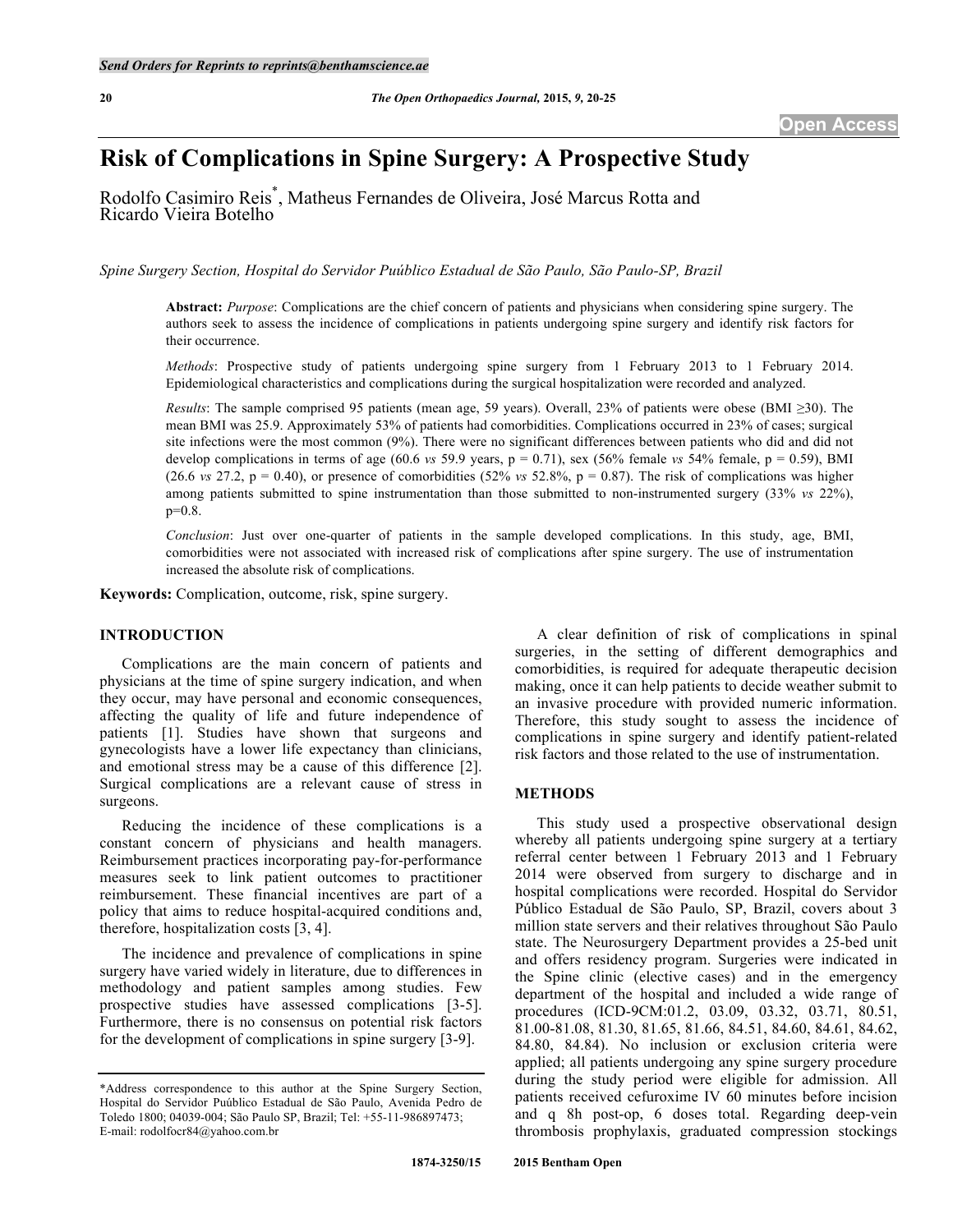# Risk of Complications in Spine Surgery: A Prospective Study

Rodolfo Casimiro Reis[*], Matheus Fernandes de Oliveira, José Marcus Rotta and Ricardo Vieira Botelho

*Spine Surgery Section, Hospital do Servidor Puúblico Estadual de São Paulo, São Paulo-SP, Brazil*

**Abstract:** *Purpose*: Complications are the chief concern of patients and physicians when considering spine surgery. The authors seek to assess the incidence of complications in patients undergoing spine surgery and identify risk factors for their occurrence.

*Methods*: Prospective study of patients undergoing spine surgery from 1 February 2013 to 1 February 2014. Epidemiological characteristics and complications during the surgical hospitalization were recorded and analyzed.

*Results*: The sample comprised 95 patients (mean age, 59 years). Overall, 23% of patients were obese (BMI ≥30). The mean BMI was 25.9. Approximately 53% of patients had comorbidities. Complications occurred in 23% of cases; surgical site infections were the most common (9%). There were no significant differences between patients who did and did not develop complications in terms of age (60.6 *vs* 59.9 years, $p = 0.71$), sex (56% female *vs* 54% female, $p = 0.59$), BMI (26.6 *vs* 27.2, $p = 0.40$), or presence of comorbidities (52% *vs* 52.8%, $p = 0.87$). The risk of complications was higher among patients submitted to spine instrumentation than those submitted to non-instrumented surgery (33% *vs* 22%), p=0.8.

*Conclusion*: Just over one-quarter of patients in the sample developed complications. In this study, age, BMI, comorbidities were not associated with increased risk of complications after spine surgery. The use of instrumentation increased the absolute risk of complications.

**Keywords:** Complication, outcome, risk, spine surgery.

## INTRODUCTION

Complications are the main concern of patients and physicians at the time of spine surgery indication, and when they occur, may have personal and economic consequences, affecting the quality of life and future independence of patients [1]. Studies have shown that surgeons and gynecologists have a lower life expectancy than clinicians, and emotional stress may be a cause of this difference [2]. Surgical complications are a relevant cause of stress in surgeons.

Reducing the incidence of these complications is a constant concern of physicians and health managers. Reimbursement practices incorporating pay-for-performance measures seek to link patient outcomes to practitioner reimbursement. These financial incentives are part of a policy that aims to reduce hospital-acquired conditions and, therefore, hospitalization costs [3, 4].

The incidence and prevalence of complications in spine surgery have varied widely in literature, due to differences in methodology and patient samples among studies. Few prospective studies have assessed complications [3-5]. Furthermore, there is no consensus on potential risk factors for the development of complications in spine surgery [3-9].

A clear definition of risk of complications in spinal surgeries, in the setting of different demographics and comorbidities, is required for adequate therapeutic decision making, once it can help patients to decide weather submit to an invasive procedure with provided numeric information. Therefore, this study sought to assess the incidence of complications in spine surgery and identify patient-related risk factors and those related to the use of instrumentation.

## METHODS

This study used a prospective observational design whereby all patients undergoing spine surgery at a tertiary referral center between 1 February 2013 and 1 February 2014 were observed from surgery to discharge and in hospital complications were recorded. Hospital do Servidor Público Estadual de São Paulo, SP, Brazil, covers about 3 million state servers and their relatives throughout São Paulo state. The Neurosurgery Department provides a 25-bed unit and offers residency program. Surgeries were indicated in the Spine clinic (elective cases) and in the emergency department of the hospital and included a wide range of procedures (ICD-9CM:01.2, 03.09, 03.32, 03.71, 80.51, 81.00-81.08, 81.30, 81.65, 81.66, 84.51, 84.60, 84.61, 84.62, 84.80, 84.84). No inclusion or exclusion criteria were applied; all patients undergoing any spine surgery procedure during the study period were eligible for admission. All patients received cefuroxime IV 60 minutes before incision and q 8h post-op, 6 doses total. Regarding deep-vein thrombosis prophylaxis, graduated compression stockings

*Address correspondence to this author at the Spine Surgery Section, Hospital do Servidor Puúblico Estadual de São Paulo, Avenida Pedro de Toledo 1800; 04039-004; São Paulo SP, Brazil; Tel: +55-11-986897473; E-mail: rodolfocr84@yahoo.com.br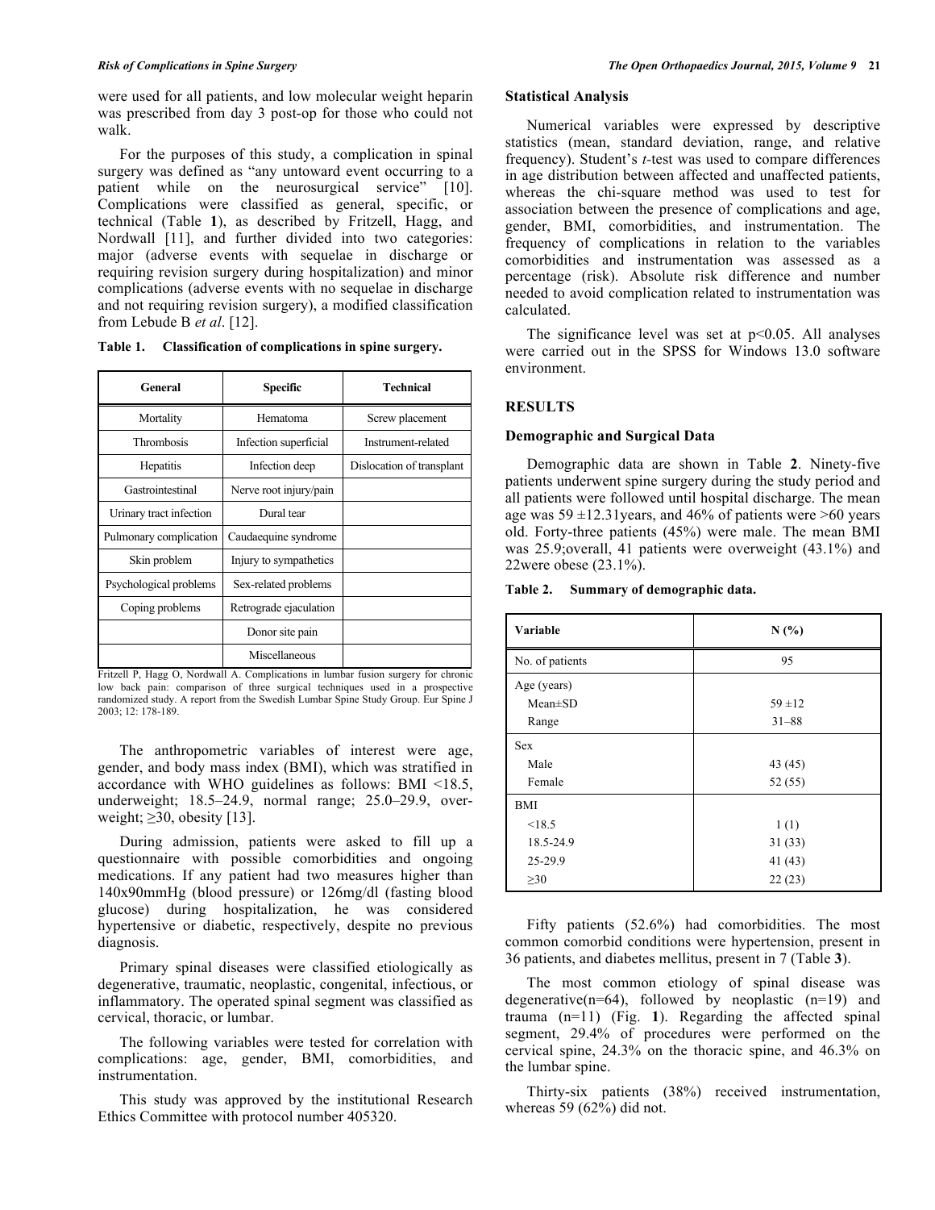were used for all patients, and low molecular weight heparin was prescribed from day 3 post-op for those who could not walk.

For the purposes of this study, a complication in spinal surgery was defined as "any untoward event occurring to a patient while on the neurosurgical service" [10]. Complications were classified as general, specific, or technical (Table **1**), as described by Fritzell, Hagg, and Nordwall [11], and further divided into two categories: major (adverse events with sequelae in discharge or requiring revision surgery during hospitalization) and minor complications (adverse events with no sequelae in discharge and not requiring revision surgery), a modified classification from Lebude B *et al*. [12].

**Table 1. Classification of complications in spine surgery.**

| General | Specific | Technical |
|---|---|---|
| Mortality | Hematoma | Screw placement |
| Thrombosis | Infection superficial | Instrument-related |
| Hepatitis | Infection deep | Dislocation of transplant |
| Gastrointestinal | Nerve root injury/pain | |
| Urinary tract infection | Dural tear | |
| Pulmonary complication | Caudaequine syndrome | |
| Skin problem | Injury to sympathetics | |
| Psychological problems | Sex-related problems | |
| Coping problems | Retrograde ejaculation | |
| | Donor site pain | |
| | Miscellaneous | |

Fritzell P, Hagg O, Nordwall A. Complications in lumbar fusion surgery for chronic low back pain: comparison of three surgical techniques used in a prospective randomized study. A report from the Swedish Lumbar Spine Study Group. Eur Spine J 2003; 12: 178-189.

The anthropometric variables of interest were age, gender, and body mass index (BMI), which was stratified in accordance with WHO guidelines as follows: BMI <18.5, underweight; 18.5–24.9, normal range; 25.0–29.9, overweight; ≥30, obesity [13].

During admission, patients were asked to fill up a questionnaire with possible comorbidities and ongoing medications. If any patient had two measures higher than 140x90mmHg (blood pressure) or 126mg/dl (fasting blood glucose) during hospitalization, he was considered hypertensive or diabetic, respectively, despite no previous diagnosis.

Primary spinal diseases were classified etiologically as degenerative, traumatic, neoplastic, congenital, infectious, or inflammatory. The operated spinal segment was classified as cervical, thoracic, or lumbar.

The following variables were tested for correlation with complications: age, gender, BMI, comorbidities, and instrumentation.

This study was approved by the institutional Research Ethics Committee with protocol number 405320.

### Statistical Analysis

Numerical variables were expressed by descriptive statistics (mean, standard deviation, range, and relative frequency). Student's *t*-test was used to compare differences in age distribution between affected and unaffected patients, whereas the chi-square method was used to test for association between the presence of complications and age, gender, BMI, comorbidities, and instrumentation. The frequency of complications in relation to the variables comorbidities and instrumentation was assessed as a percentage (risk). Absolute risk difference and number needed to avoid complication related to instrumentation was calculated.

The significance level was set at $p<0.05$. All analyses were carried out in the SPSS for Windows 13.0 software environment.

## RESULTS

### Demographic and Surgical Data

Demographic data are shown in Table **2**. Ninety-five patients underwent spine surgery during the study period and all patients were followed until hospital discharge. The mean age was 59 ±12.31years, and 46% of patients were >60 years old. Forty-three patients (45%) were male. The mean BMI was 25.9;overall, 41 patients were overweight (43.1%) and 22were obese (23.1%).

**Table 2. Summary of demographic data.**

| Variable | N (%) |
|---|---|
| No. of patients | 95 |
| Age (years) | |
| Mean±SD | 59 ±12 |
| Range | 31–88 |
| Sex | |
| Male | 43 (45) |
| Female | 52 (55) |
| BMI | |
| <18.5 | 1 (1) |
| 18.5-24.9 | 31 (33) |
| 25-29.9 | 41 (43) |
| ≥30 | 22 (23) |

Fifty patients (52.6%) had comorbidities. The most common comorbid conditions were hypertension, present in 36 patients, and diabetes mellitus, present in 7 (Table **3**).

The most common etiology of spinal disease was degenerative(n=64), followed by neoplastic (n=19) and trauma (n=11) (Fig. **1**). Regarding the affected spinal segment, 29.4% of procedures were performed on the cervical spine, 24.3% on the thoracic spine, and 46.3% on the lumbar spine.

Thirty-six patients (38%) received instrumentation, whereas 59 (62%) did not.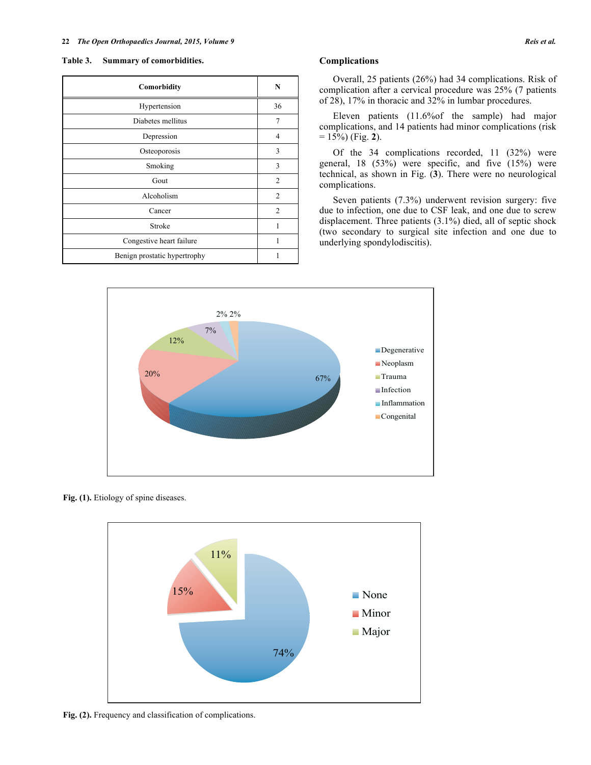**Table 3. Summary of comorbidities.**

| Comorbidity | N |
|---|---|
| Hypertension | 36 |
| Diabetes mellitus | 7 |
| Depression | 4 |
| Osteoporosis | 3 |
| Smoking | 3 |
| Gout | 2 |
| Alcoholism | 2 |
| Cancer | 2 |
| Stroke | 1 |
| Congestive heart failure | 1 |
| Benign prostatic hypertrophy | 1 |

### Complications

Overall, 25 patients (26%) had 34 complications. Risk of complication after a cervical procedure was 25% (7 patients of 28), 17% in thoracic and 32% in lumbar procedures.

Eleven patients (11.6%of the sample) had major complications, and 14 patients had minor complications (risk = 15%) (Fig. **2**).

Of the 34 complications recorded, 11 (32%) were general, 18 (53%) were specific, and five (15%) were technical, as shown in Fig. (**3**). There were no neurological complications.

Seven patients (7.3%) underwent revision surgery: five due to infection, one due to CSF leak, and one due to screw displacement. Three patients (3.1%) died, all of septic shock (two secondary to surgical site infection and one due to underlying spondylodiscitis).

**Fig. (1).** Etiology of spine diseases.

**Fig. (2).** Frequency and classification of complications.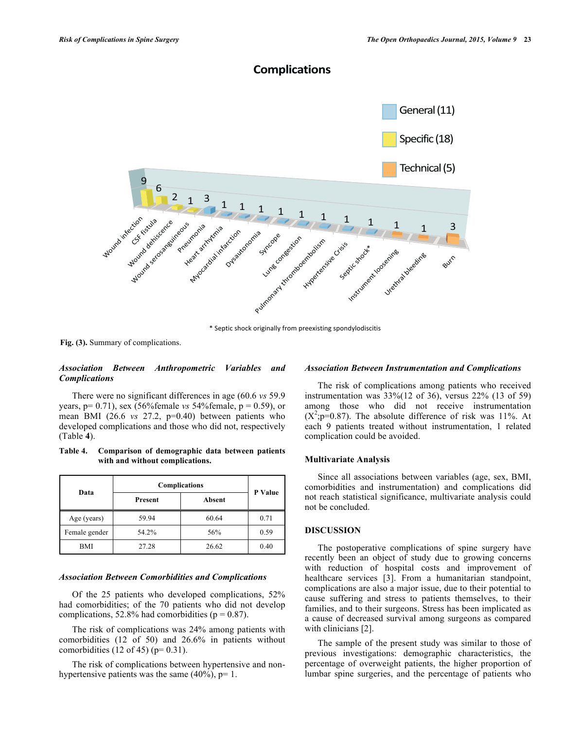## Complications

General (11)

Specific (18)

Technical (5)

| Complication | Count |
|---|---|
| Wound infection | 9 |
| CSF fistula | 6 |
| Wound dehiscence | 2 |
| Wound serosanguineous | 1 |
| Pneumonia | 3 |
| Heart arrhytmia | 1 |
| Myocardial infarction | 1 |
| Dysautonomia | 1 |
| Syncope | 1 |
| Lung congestion | 1 |
| Pulmonary thromboembolism | 1 |
| Hypertensive Crisis | 1 |
| Septic shock* | 1 |
| Instrument loosening | 1 |
| Urethral bleeding | 1 |
| Burn | 3 |

\* Septic shock originally from preexisting spondylodiscitis

**Fig. (3).** Summary of complications.

### *Association Between Anthropometric Variables and Complications*

There were no significant differences in age (60.6 *vs* 59.9 years, p= 0.71), sex (56%female *vs* 54%female, p = 0.59), or mean BMI (26.6 *vs* 27.2, p=0.40) between patients who developed complications and those who did not, respectively (Table **4**).

**Table 4. Comparison of demographic data between patients with and without complications.**

| Data | Complications | | P Value |
|---|---|---|---|
| | Present | Absent | |
| Age (years) | 59.94 | 60.64 | 0.71 |
| Female gender | 54.2% | 56% | 0.59 |
| BMI | 27.28 | 26.62 | 0.40 |

### *Association Between Comorbidities and Complications*

Of the 25 patients who developed complications, 52% had comorbidities; of the 70 patients who did not develop complications, 52.8% had comorbidities (p = 0.87).

The risk of complications was 24% among patients with comorbidities (12 of 50) and 26.6% in patients without comorbidities (12 of 45) (p= 0.31).

The risk of complications between hypertensive and non-hypertensive patients was the same (40%), p= 1.

### *Association Between Instrumentation and Complications*

The risk of complications among patients who received instrumentation was 33%(12 of 36), versus 22% (13 of 59) among those who did not receive instrumentation ($X^2$;p=0.87). The absolute difference of risk was 11%. At each 9 patients treated without instrumentation, 1 related complication could be avoided.

### Multivariate Analysis

Since all associations between variables (age, sex, BMI, comorbidities and instrumentation) and complications did not reach statistical significance, multivariate analysis could not be concluded.

## DISCUSSION

The postoperative complications of spine surgery have recently been an object of study due to growing concerns with reduction of hospital costs and improvement of healthcare services [3]. From a humanitarian standpoint, complications are also a major issue, due to their potential to cause suffering and stress to patients themselves, to their families, and to their surgeons. Stress has been implicated as a cause of decreased survival among surgeons as compared with clinicians [2].

The sample of the present study was similar to those of previous investigations: demographic characteristics, the percentage of overweight patients, the higher proportion of lumbar spine surgeries, and the percentage of patients who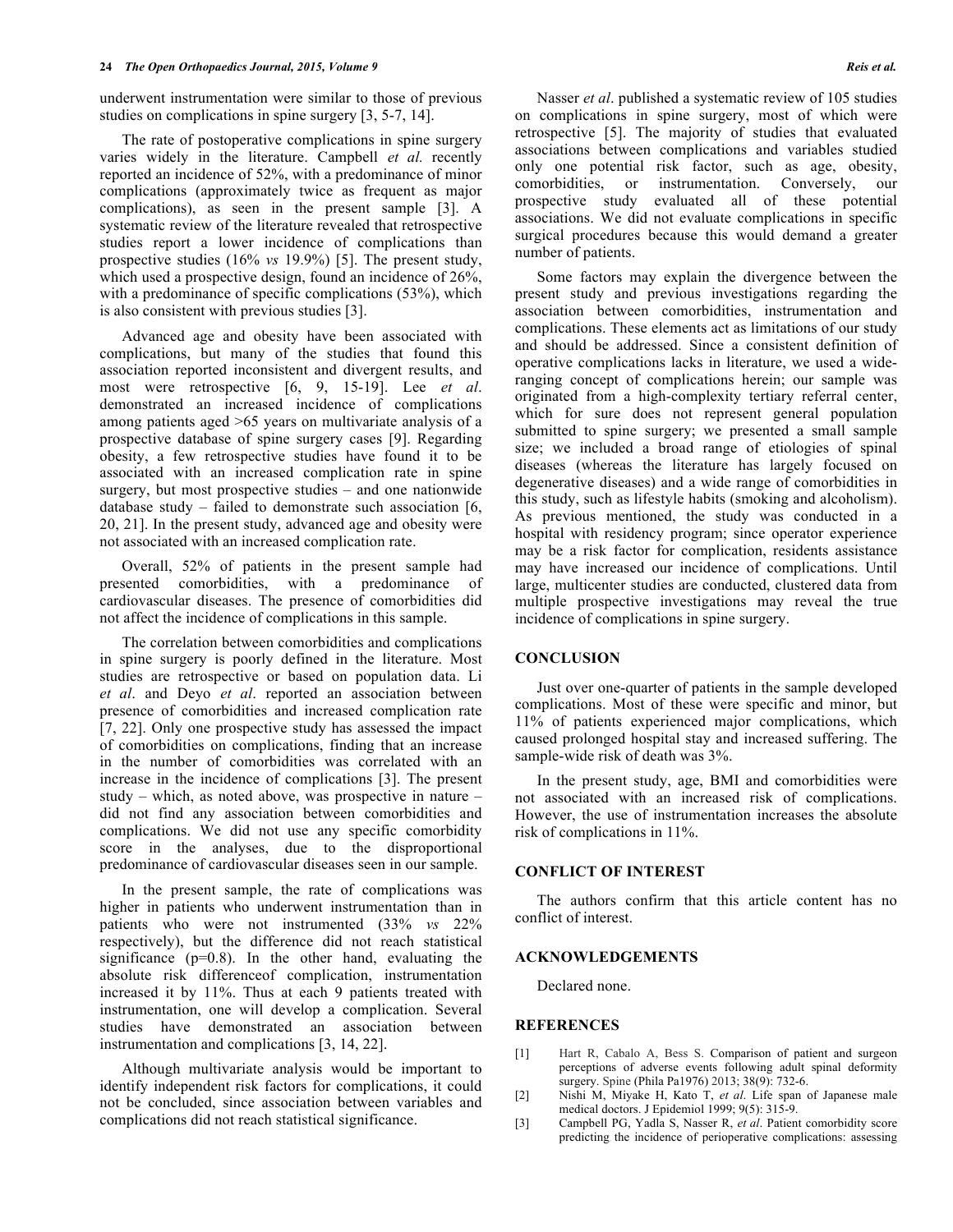underwent instrumentation were similar to those of previous studies on complications in spine surgery [3, 5-7, 14].

The rate of postoperative complications in spine surgery varies widely in the literature. Campbell *et al.* recently reported an incidence of 52%, with a predominance of minor complications (approximately twice as frequent as major complications), as seen in the present sample [3]. A systematic review of the literature revealed that retrospective studies report a lower incidence of complications than prospective studies (16% *vs* 19.9%) [5]. The present study, which used a prospective design, found an incidence of 26%, with a predominance of specific complications (53%), which is also consistent with previous studies [3].

Advanced age and obesity have been associated with complications, but many of the studies that found this association reported inconsistent and divergent results, and most were retrospective [6, 9, 15-19]. Lee *et al*. demonstrated an increased incidence of complications among patients aged >65 years on multivariate analysis of a prospective database of spine surgery cases [9]. Regarding obesity, a few retrospective studies have found it to be associated with an increased complication rate in spine surgery, but most prospective studies – and one nationwide database study – failed to demonstrate such association [6, 20, 21]. In the present study, advanced age and obesity were not associated with an increased complication rate.

Overall, 52% of patients in the present sample had presented comorbidities, with a predominance of cardiovascular diseases. The presence of comorbidities did not affect the incidence of complications in this sample.

The correlation between comorbidities and complications in spine surgery is poorly defined in the literature. Most studies are retrospective or based on population data. Li *et al*. and Deyo *et al*. reported an association between presence of comorbidities and increased complication rate [7, 22]. Only one prospective study has assessed the impact of comorbidities on complications, finding that an increase in the number of comorbidities was correlated with an increase in the incidence of complications [3]. The present study – which, as noted above, was prospective in nature – did not find any association between comorbidities and complications. We did not use any specific comorbidity score in the analyses, due to the disproportional predominance of cardiovascular diseases seen in our sample.

In the present sample, the rate of complications was higher in patients who underwent instrumentation than in patients who were not instrumented (33% *vs* 22% respectively), but the difference did not reach statistical significance (p=0.8). In the other hand, evaluating the absolute risk differenceof complication, instrumentation increased it by 11%. Thus at each 9 patients treated with instrumentation, one will develop a complication. Several studies have demonstrated an association between instrumentation and complications [3, 14, 22].

Although multivariate analysis would be important to identify independent risk factors for complications, it could not be concluded, since association between variables and complications did not reach statistical significance.

Nasser *et al*. published a systematic review of 105 studies on complications in spine surgery, most of which were retrospective [5]. The majority of studies that evaluated associations between complications and variables studied only one potential risk factor, such as age, obesity, comorbidities, or instrumentation. Conversely, our prospective study evaluated all of these potential associations. We did not evaluate complications in specific surgical procedures because this would demand a greater number of patients.

Some factors may explain the divergence between the present study and previous investigations regarding the association between comorbidities, instrumentation and complications. These elements act as limitations of our study and should be addressed. Since a consistent definition of operative complications lacks in literature, we used a wide-ranging concept of complications herein; our sample was originated from a high-complexity tertiary referral center, which for sure does not represent general population submitted to spine surgery; we presented a small sample size; we included a broad range of etiologies of spinal diseases (whereas the literature has largely focused on degenerative diseases) and a wide range of comorbidities in this study, such as lifestyle habits (smoking and alcoholism). As previous mentioned, the study was conducted in a hospital with residency program; since operator experience may be a risk factor for complication, residents assistance may have increased our incidence of complications. Until large, multicenter studies are conducted, clustered data from multiple prospective investigations may reveal the true incidence of complications in spine surgery.

## CONCLUSION

Just over one-quarter of patients in the sample developed complications. Most of these were specific and minor, but 11% of patients experienced major complications, which caused prolonged hospital stay and increased suffering. The sample-wide risk of death was 3%.

In the present study, age, BMI and comorbidities were not associated with an increased risk of complications. However, the use of instrumentation increases the absolute risk of complications in 11%.

## CONFLICT OF INTEREST

The authors confirm that this article content has no conflict of interest.

## ACKNOWLEDGEMENTS

Declared none.

## REFERENCES

[1] Hart R, Cabalo A, Bess S. Comparison of patient and surgeon perceptions of adverse events following adult spinal deformity surgery. Spine (Phila Pa1976) 2013; 38(9): 732-6.

[2] Nishi M, Miyake H, Kato T, *et al*. Life span of Japanese male medical doctors. J Epidemiol 1999; 9(5): 315-9.

[3] Campbell PG, Yadla S, Nasser R, *et al*. Patient comorbidity score predicting the incidence of perioperative complications: assessing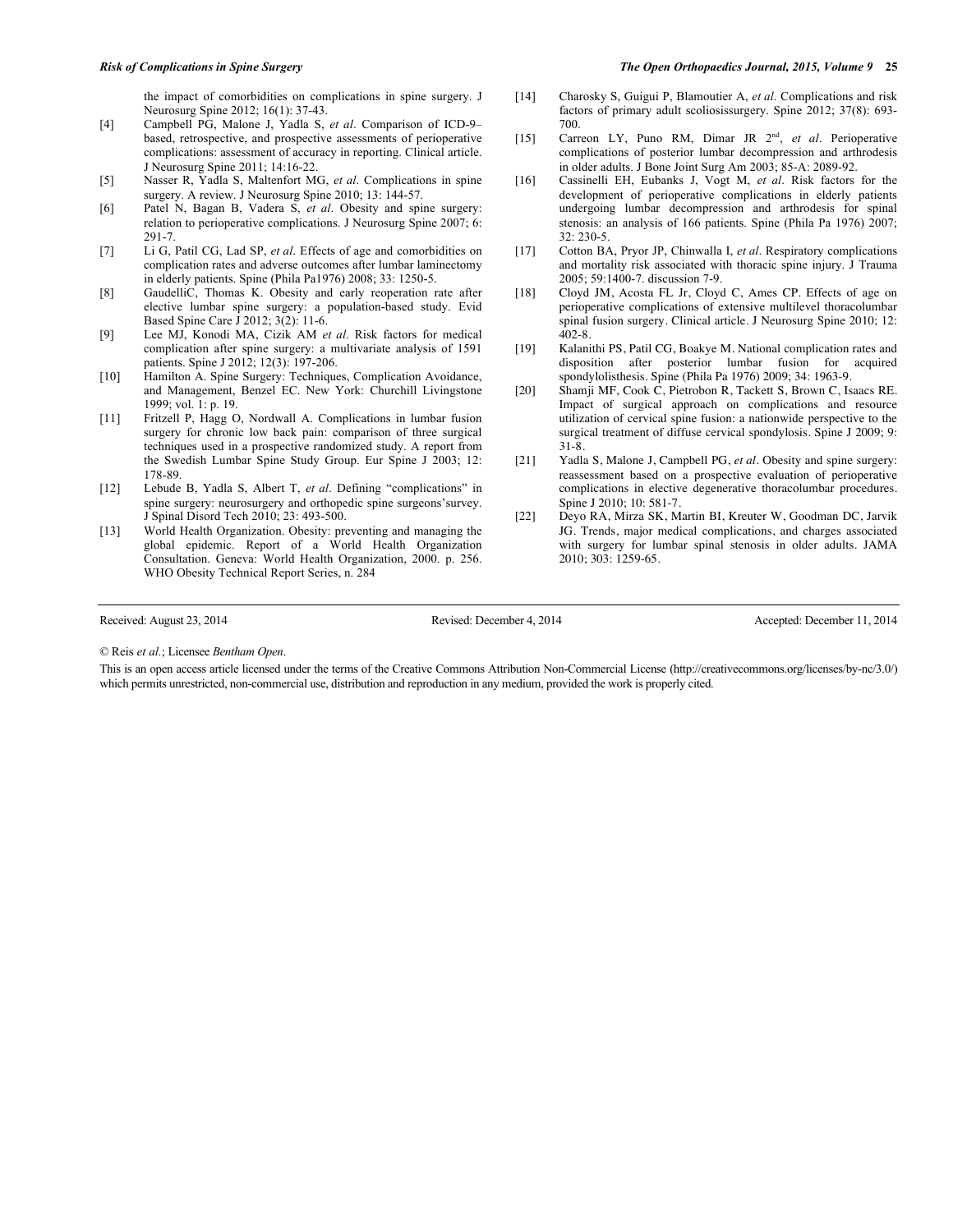the impact of comorbidities on complications in spine surgery. J Neurosurg Spine 2012; 16(1): 37-43.

[4] Campbell PG, Malone J, Yadla S, *et al*. Comparison of ICD-9–based, retrospective, and prospective assessments of perioperative complications: assessment of accuracy in reporting. Clinical article. J Neurosurg Spine 2011; 14:16-22.

[5] Nasser R, Yadla S, Maltenfort MG, *et al*. Complications in spine surgery. A review. J Neurosurg Spine 2010; 13: 144-57.

[6] Patel N, Bagan B, Vadera S, *et al*. Obesity and spine surgery: relation to perioperative complications. J Neurosurg Spine 2007; 6: 291-7.

[7] Li G, Patil CG, Lad SP, *et al*. Effects of age and comorbidities on complication rates and adverse outcomes after lumbar laminectomy in elderly patients. Spine (Phila Pa1976) 2008; 33: 1250-5.

[8] GaudelliC, Thomas K. Obesity and early reoperation rate after elective lumbar spine surgery: a population-based study. Evid Based Spine Care J 2012; 3(2): 11-6.

[9] Lee MJ, Konodi MA, Cizik AM *et al*. Risk factors for medical complication after spine surgery: a multivariate analysis of 1591 patients. Spine J 2012; 12(3): 197-206.

[10] Hamilton A. Spine Surgery: Techniques, Complication Avoidance, and Management, Benzel EC. New York: Churchill Livingstone 1999; vol. 1: p. 19.

[11] Fritzell P, Hagg O, Nordwall A. Complications in lumbar fusion surgery for chronic low back pain: comparison of three surgical techniques used in a prospective randomized study. A report from the Swedish Lumbar Spine Study Group. Eur Spine J 2003; 12: 178-89.

[12] Lebude B, Yadla S, Albert T, *et al*. Defining "complications" in spine surgery: neurosurgery and orthopedic spine surgeons'survey. J Spinal Disord Tech 2010; 23: 493-500.

[13] World Health Organization. Obesity: preventing and managing the global epidemic. Report of a World Health Organization Consultation. Geneva: World Health Organization, 2000. p. 256. WHO Obesity Technical Report Series, n. 284

[14] Charosky S, Guigui P, Blamoutier A, *et al*. Complications and risk factors of primary adult scoliosissurgery. Spine 2012; 37(8): 693-700.

[15] Carreon LY, Puno RM, Dimar JR 2nd, *et al*. Perioperative complications of posterior lumbar decompression and arthrodesis in older adults. J Bone Joint Surg Am 2003; 85-A: 2089-92.

[16] Cassinelli EH, Eubanks J, Vogt M, *et al*. Risk factors for the development of perioperative complications in elderly patients undergoing lumbar decompression and arthrodesis for spinal stenosis: an analysis of 166 patients. Spine (Phila Pa 1976) 2007; 32: 230-5.

[17] Cotton BA, Pryor JP, Chinwalla I, *et al*. Respiratory complications and mortality risk associated with thoracic spine injury. J Trauma 2005; 59:1400-7. discussion 7-9.

[18] Cloyd JM, Acosta FL Jr, Cloyd C, Ames CP. Effects of age on perioperative complications of extensive multilevel thoracolumbar spinal fusion surgery. Clinical article. J Neurosurg Spine 2010; 12: 402-8.

[19] Kalanithi PS, Patil CG, Boakye M. National complication rates and disposition after posterior lumbar fusion for acquired spondylolisthesis. Spine (Phila Pa 1976) 2009; 34: 1963-9.

[20] Shamji MF, Cook C, Pietrobon R, Tackett S, Brown C, Isaacs RE. Impact of surgical approach on complications and resource utilization of cervical spine fusion: a nationwide perspective to the surgical treatment of diffuse cervical spondylosis. Spine J 2009; 9: 31-8.

[21] Yadla S, Malone J, Campbell PG, *et al*. Obesity and spine surgery: reassessment based on a prospective evaluation of perioperative complications in elective degenerative thoracolumbar procedures. Spine J 2010; 10: 581-7.

[22] Deyo RA, Mirza SK, Martin BI, Kreuter W, Goodman DC, Jarvik JG. Trends, major medical complications, and charges associated with surgery for lumbar spinal stenosis in older adults. JAMA 2010; 303: 1259-65.

Received: August 23, 2014 Revised: December 4, 2014 Accepted: December 11, 2014

© Reis *et al.*; Licensee *Bentham Open*.

This is an open access article licensed under the terms of the Creative Commons Attribution Non-Commercial License (http://creativecommons.org/licenses/by-nc/3.0/) which permits unrestricted, non-commercial use, distribution and reproduction in any medium, provided the work is properly cited.